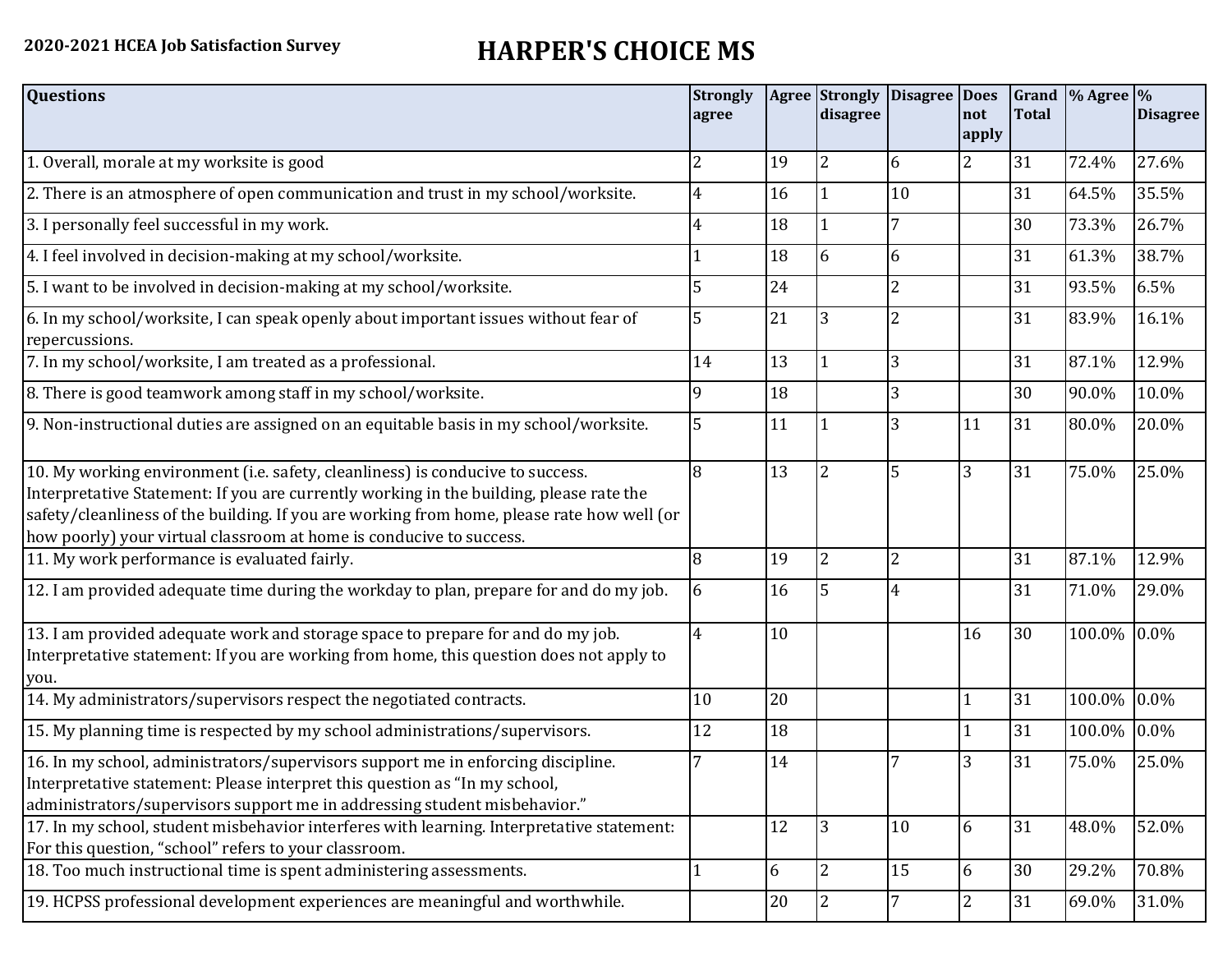**2020-2021 HCEA Job Satisfaction Survey**

# HARPER'S CHOICE MS

| Questions | Strongly agree | Agree | Strongly disagree | Disagree | Does not apply | Grand Total | % Agree | % Disagree |
|---|---|---|---|---|---|---|---|---|
| 1. Overall, morale at my worksite is good | 2 | 19 | 2 | 6 | 2 | 31 | 72.4% | 27.6% |
| 2. There is an atmosphere of open communication and trust in my school/worksite. | 4 | 16 | 1 | 10 | | 31 | 64.5% | 35.5% |
| 3. I personally feel successful in my work. | 4 | 18 | 1 | 7 | | 30 | 73.3% | 26.7% |
| 4. I feel involved in decision-making at my school/worksite. | 1 | 18 | 6 | 6 | | 31 | 61.3% | 38.7% |
| 5. I want to be involved in decision-making at my school/worksite. | 5 | 24 | | 2 | | 31 | 93.5% | 6.5% |
| 6. In my school/worksite, I can speak openly about important issues without fear of repercussions. | 5 | 21 | 3 | 2 | | 31 | 83.9% | 16.1% |
| 7. In my school/worksite, I am treated as a professional. | 14 | 13 | 1 | 3 | | 31 | 87.1% | 12.9% |
| 8. There is good teamwork among staff in my school/worksite. | 9 | 18 | | 3 | | 30 | 90.0% | 10.0% |
| 9. Non-instructional duties are assigned on an equitable basis in my school/worksite. | 5 | 11 | 1 | 3 | 11 | 31 | 80.0% | 20.0% |
| 10. My working environment (i.e. safety, cleanliness) is conducive to success. Interpretative Statement: If you are currently working in the building, please rate the safety/cleanliness of the building. If you are working from home, please rate how well (or how poorly) your virtual classroom at home is conducive to success. | 8 | 13 | 2 | 5 | 3 | 31 | 75.0% | 25.0% |
| 11. My work performance is evaluated fairly. | 8 | 19 | 2 | 2 | | 31 | 87.1% | 12.9% |
| 12. I am provided adequate time during the workday to plan, prepare for and do my job. | 6 | 16 | 5 | 4 | | 31 | 71.0% | 29.0% |
| 13. I am provided adequate work and storage space to prepare for and do my job. Interpretative statement: If you are working from home, this question does not apply to you. | 4 | 10 | | | 16 | 30 | 100.0% | 0.0% |
| 14. My administrators/supervisors respect the negotiated contracts. | 10 | 20 | | | 1 | 31 | 100.0% | 0.0% |
| 15. My planning time is respected by my school administrations/supervisors. | 12 | 18 | | | 1 | 31 | 100.0% | 0.0% |
| 16. In my school, administrators/supervisors support me in enforcing discipline. Interpretative statement: Please interpret this question as "In my school, administrators/supervisors support me in addressing student misbehavior." | 7 | 14 | | 7 | 3 | 31 | 75.0% | 25.0% |
| 17. In my school, student misbehavior interferes with learning. Interpretative statement: For this question, "school" refers to your classroom. | | 12 | 3 | 10 | 6 | 31 | 48.0% | 52.0% |
| 18. Too much instructional time is spent administering assessments. | 1 | 6 | 2 | 15 | 6 | 30 | 29.2% | 70.8% |
| 19. HCPSS professional development experiences are meaningful and worthwhile. | | 20 | 2 | 7 | 2 | 31 | 69.0% | 31.0% |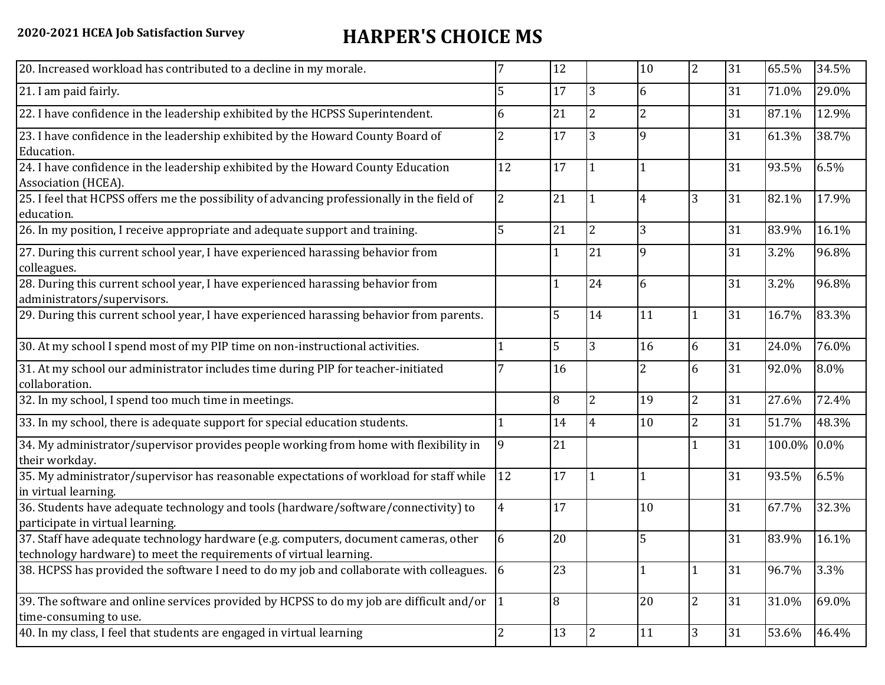**2020-2021 HCEA Job Satisfaction Survey**

# HARPER'S CHOICE MS

| | | | | | | | | |
|---|---|---|---|---|---|---|---|---|
| 20. Increased workload has contributed to a decline in my morale. | 7 | 12 | | 10 | 2 | 31 | 65.5% | 34.5% |
| 21. I am paid fairly. | 5 | 17 | 3 | 6 | | 31 | 71.0% | 29.0% |
| 22. I have confidence in the leadership exhibited by the HCPSS Superintendent. | 6 | 21 | 2 | 2 | | 31 | 87.1% | 12.9% |
| 23. I have confidence in the leadership exhibited by the Howard County Board of Education. | 2 | 17 | 3 | 9 | | 31 | 61.3% | 38.7% |
| 24. I have confidence in the leadership exhibited by the Howard County Education Association (HCEA). | 12 | 17 | 1 | 1 | | 31 | 93.5% | 6.5% |
| 25. I feel that HCPSS offers me the possibility of advancing professionally in the field of education. | 2 | 21 | 1 | 4 | 3 | 31 | 82.1% | 17.9% |
| 26. In my position, I receive appropriate and adequate support and training. | 5 | 21 | 2 | 3 | | 31 | 83.9% | 16.1% |
| 27. During this current school year, I have experienced harassing behavior from colleagues. | | 1 | 21 | 9 | | 31 | 3.2% | 96.8% |
| 28. During this current school year, I have experienced harassing behavior from administrators/supervisors. | | 1 | 24 | 6 | | 31 | 3.2% | 96.8% |
| 29. During this current school year, I have experienced harassing behavior from parents. | | 5 | 14 | 11 | 1 | 31 | 16.7% | 83.3% |
| 30. At my school I spend most of my PIP time on non-instructional activities. | 1 | 5 | 3 | 16 | 6 | 31 | 24.0% | 76.0% |
| 31. At my school our administrator includes time during PIP for teacher-initiated collaboration. | 7 | 16 | | 2 | 6 | 31 | 92.0% | 8.0% |
| 32. In my school, I spend too much time in meetings. | | 8 | 2 | 19 | 2 | 31 | 27.6% | 72.4% |
| 33. In my school, there is adequate support for special education students. | 1 | 14 | 4 | 10 | 2 | 31 | 51.7% | 48.3% |
| 34. My administrator/supervisor provides people working from home with flexibility in their workday. | 9 | 21 | | | 1 | 31 | 100.0% | 0.0% |
| 35. My administrator/supervisor has reasonable expectations of workload for staff while in virtual learning. | 12 | 17 | 1 | 1 | | 31 | 93.5% | 6.5% |
| 36. Students have adequate technology and tools (hardware/software/connectivity) to participate in virtual learning. | 4 | 17 | | 10 | | 31 | 67.7% | 32.3% |
| 37. Staff have adequate technology hardware (e.g. computers, document cameras, other technology hardware) to meet the requirements of virtual learning. | 6 | 20 | | 5 | | 31 | 83.9% | 16.1% |
| 38. HCPSS has provided the software I need to do my job and collaborate with colleagues. | 6 | 23 | | 1 | 1 | 31 | 96.7% | 3.3% |
| 39. The software and online services provided by HCPSS to do my job are difficult and/or time-consuming to use. | 1 | 8 | | 20 | 2 | 31 | 31.0% | 69.0% |
| 40. In my class, I feel that students are engaged in virtual learning | 2 | 13 | 2 | 11 | 3 | 31 | 53.6% | 46.4% |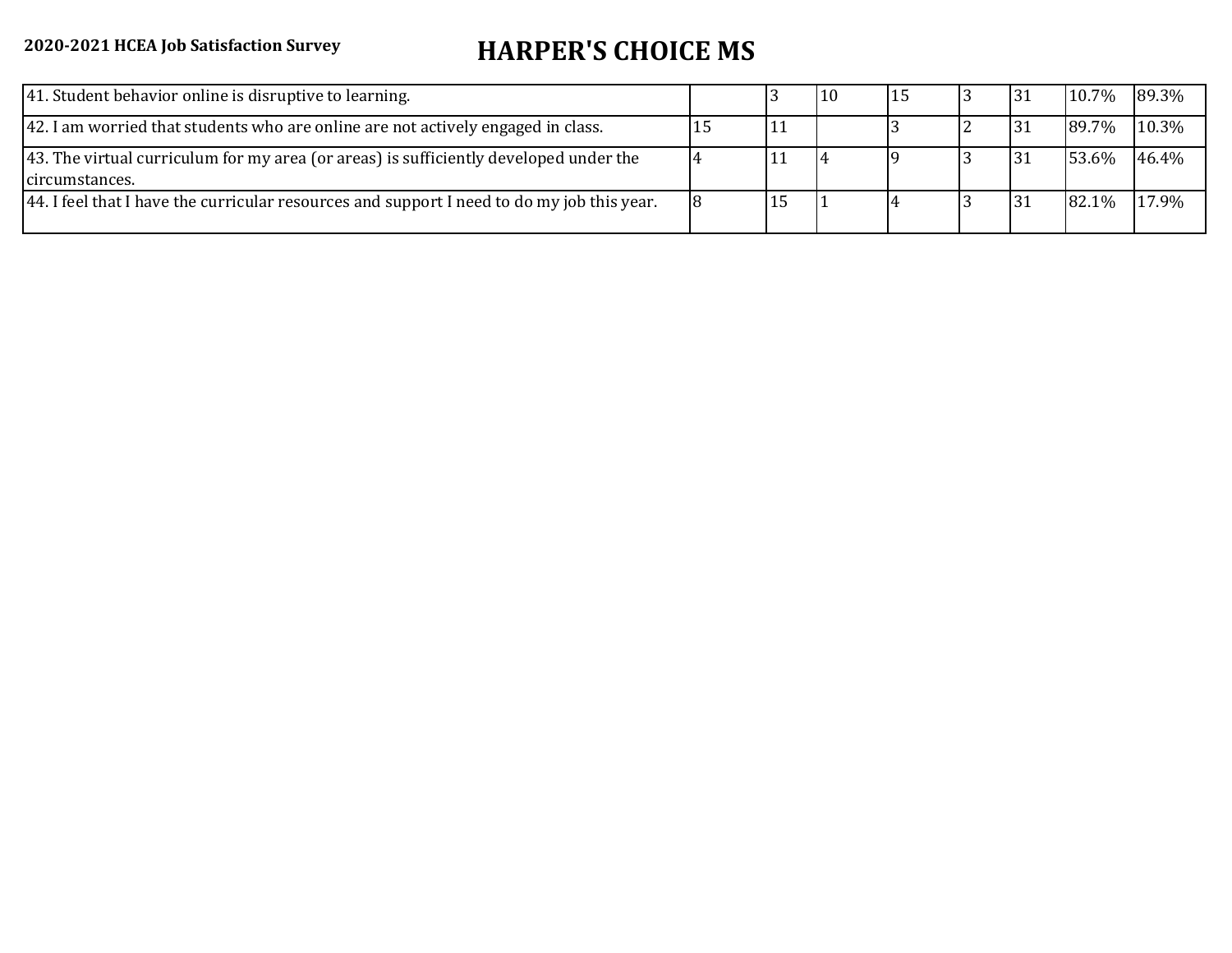**2020-2021 HCEA Job Satisfaction Survey**

# HARPER'S CHOICE MS

| | | | | | | | | |
|---|---|---|---|---|---|---|---|---|
| 41. Student behavior online is disruptive to learning. | | 3 | 10 | 15 | 3 | 31 | 10.7% | 89.3% |
| 42. I am worried that students who are online are not actively engaged in class. | 15 | 11 | | 3 | 2 | 31 | 89.7% | 10.3% |
| 43. The virtual curriculum for my area (or areas) is sufficiently developed under the circumstances. | 4 | 11 | 4 | 9 | 3 | 31 | 53.6% | 46.4% |
| 44. I feel that I have the curricular resources and support I need to do my job this year. | 8 | 15 | 1 | 4 | 3 | 31 | 82.1% | 17.9% |